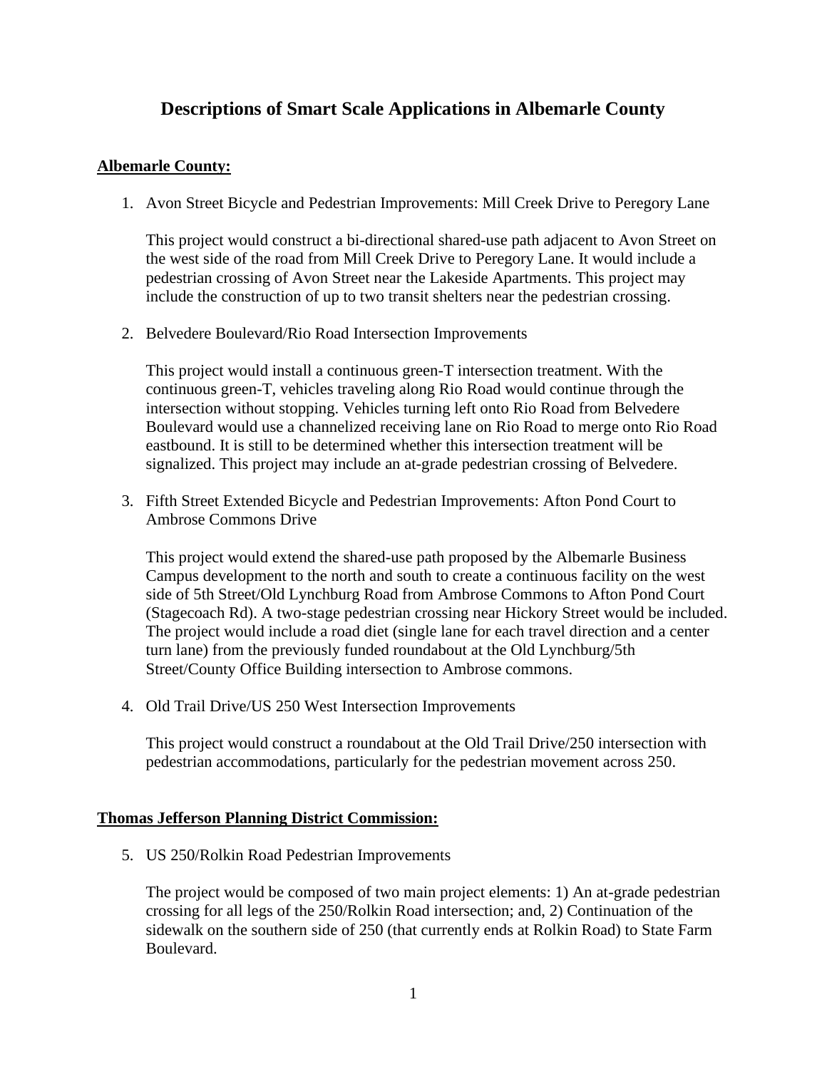# Descriptions of Smart Scale Applications in Albemarle County

**Albemarle County:**

1. Avon Street Bicycle and Pedestrian Improvements: Mill Creek Drive to Peregory Lane

   This project would construct a bi-directional shared-use path adjacent to Avon Street on the west side of the road from Mill Creek Drive to Peregory Lane. It would include a pedestrian crossing of Avon Street near the Lakeside Apartments. This project may include the construction of up to two transit shelters near the pedestrian crossing.

2. Belvedere Boulevard/Rio Road Intersection Improvements

   This project would install a continuous green-T intersection treatment. With the continuous green-T, vehicles traveling along Rio Road would continue through the intersection without stopping. Vehicles turning left onto Rio Road from Belvedere Boulevard would use a channelized receiving lane on Rio Road to merge onto Rio Road eastbound. It is still to be determined whether this intersection treatment will be signalized. This project may include an at-grade pedestrian crossing of Belvedere.

3. Fifth Street Extended Bicycle and Pedestrian Improvements: Afton Pond Court to Ambrose Commons Drive

   This project would extend the shared-use path proposed by the Albemarle Business Campus development to the north and south to create a continuous facility on the west side of 5th Street/Old Lynchburg Road from Ambrose Commons to Afton Pond Court (Stagecoach Rd). A two-stage pedestrian crossing near Hickory Street would be included. The project would include a road diet (single lane for each travel direction and a center turn lane) from the previously funded roundabout at the Old Lynchburg/5th Street/County Office Building intersection to Ambrose commons.

4. Old Trail Drive/US 250 West Intersection Improvements

   This project would construct a roundabout at the Old Trail Drive/250 intersection with pedestrian accommodations, particularly for the pedestrian movement across 250.

**Thomas Jefferson Planning District Commission:**

5. US 250/Rolkin Road Pedestrian Improvements

   The project would be composed of two main project elements: 1) An at-grade pedestrian crossing for all legs of the 250/Rolkin Road intersection; and, 2) Continuation of the sidewalk on the southern side of 250 (that currently ends at Rolkin Road) to State Farm Boulevard.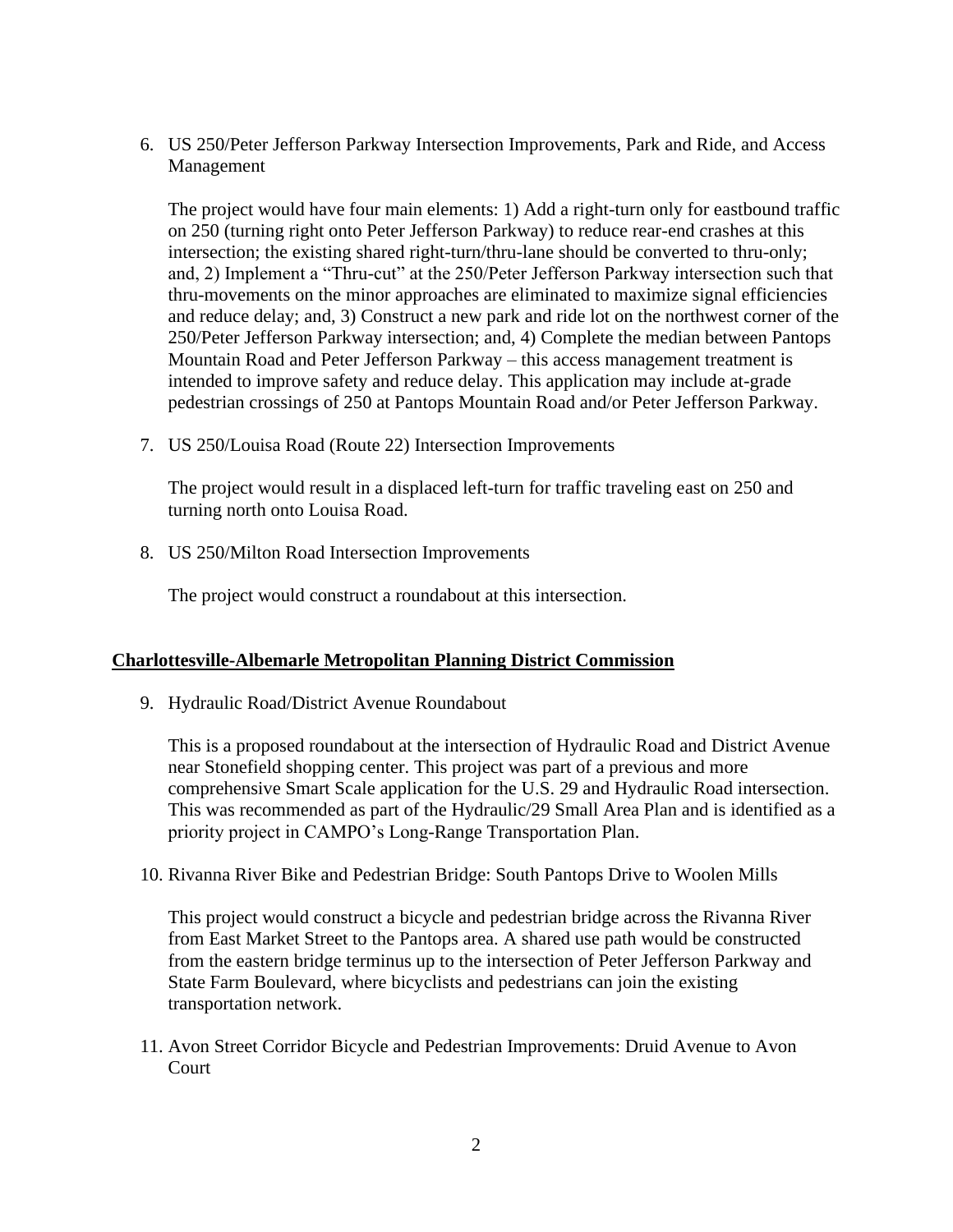6. US 250/Peter Jefferson Parkway Intersection Improvements, Park and Ride, and Access Management

   The project would have four main elements: 1) Add a right-turn only for eastbound traffic on 250 (turning right onto Peter Jefferson Parkway) to reduce rear-end crashes at this intersection; the existing shared right-turn/thru-lane should be converted to thru-only; and, 2) Implement a "Thru-cut" at the 250/Peter Jefferson Parkway intersection such that thru-movements on the minor approaches are eliminated to maximize signal efficiencies and reduce delay; and, 3) Construct a new park and ride lot on the northwest corner of the 250/Peter Jefferson Parkway intersection; and, 4) Complete the median between Pantops Mountain Road and Peter Jefferson Parkway – this access management treatment is intended to improve safety and reduce delay. This application may include at-grade pedestrian crossings of 250 at Pantops Mountain Road and/or Peter Jefferson Parkway.

7. US 250/Louisa Road (Route 22) Intersection Improvements

   The project would result in a displaced left-turn for traffic traveling east on 250 and turning north onto Louisa Road.

8. US 250/Milton Road Intersection Improvements

   The project would construct a roundabout at this intersection.

**Charlottesville-Albemarle Metropolitan Planning District Commission**

9. Hydraulic Road/District Avenue Roundabout

   This is a proposed roundabout at the intersection of Hydraulic Road and District Avenue near Stonefield shopping center. This project was part of a previous and more comprehensive Smart Scale application for the U.S. 29 and Hydraulic Road intersection. This was recommended as part of the Hydraulic/29 Small Area Plan and is identified as a priority project in CAMPO's Long-Range Transportation Plan.

10. Rivanna River Bike and Pedestrian Bridge: South Pantops Drive to Woolen Mills

    This project would construct a bicycle and pedestrian bridge across the Rivanna River from East Market Street to the Pantops area. A shared use path would be constructed from the eastern bridge terminus up to the intersection of Peter Jefferson Parkway and State Farm Boulevard, where bicyclists and pedestrians can join the existing transportation network.

11. Avon Street Corridor Bicycle and Pedestrian Improvements: Druid Avenue to Avon Court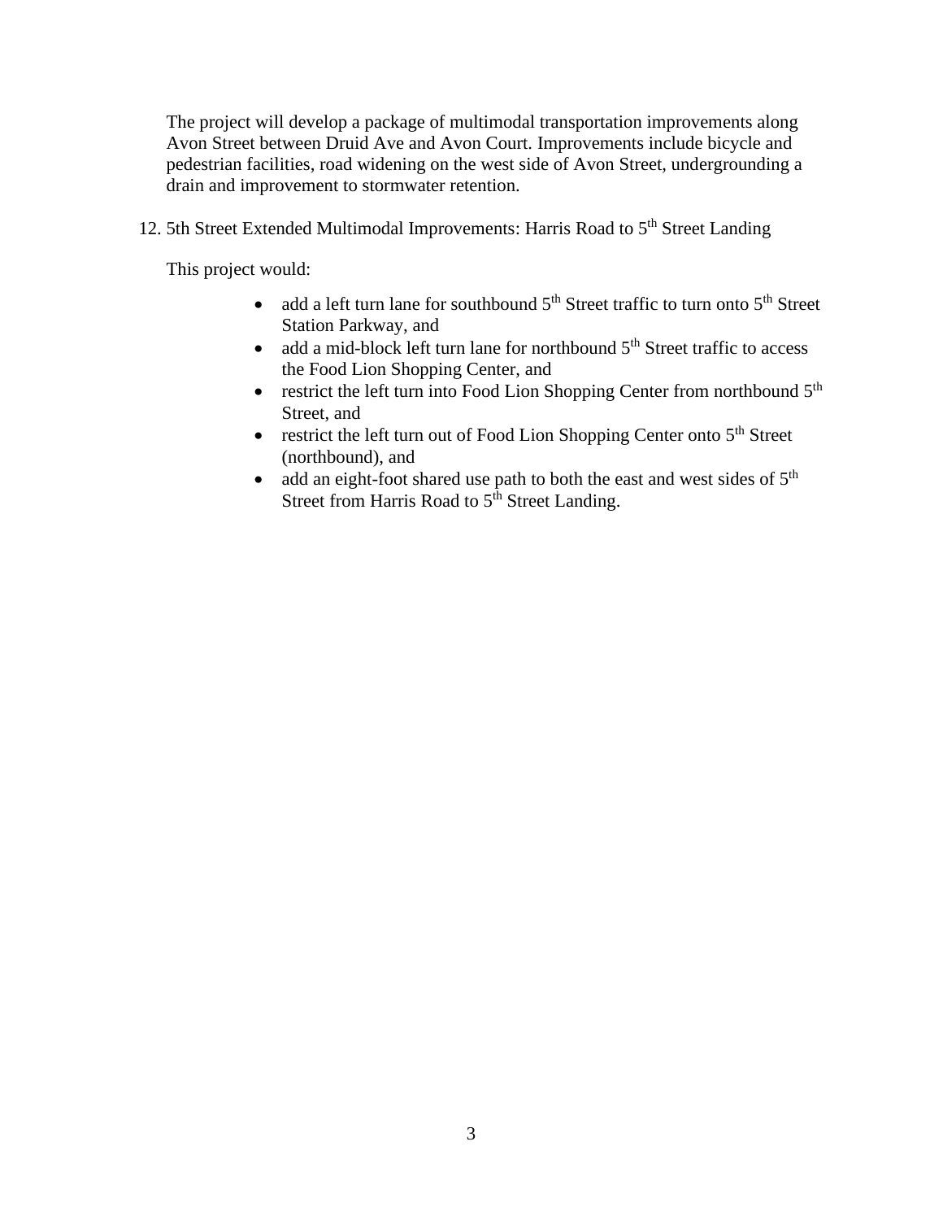The project will develop a package of multimodal transportation improvements along Avon Street between Druid Ave and Avon Court. Improvements include bicycle and pedestrian facilities, road widening on the west side of Avon Street, undergrounding a drain and improvement to stormwater retention.

12. 5th Street Extended Multimodal Improvements: Harris Road to 5th Street Landing

    This project would:

    - add a left turn lane for southbound 5th Street traffic to turn onto 5th Street Station Parkway, and
    - add a mid-block left turn lane for northbound 5th Street traffic to access the Food Lion Shopping Center, and
    - restrict the left turn into Food Lion Shopping Center from northbound 5th Street, and
    - restrict the left turn out of Food Lion Shopping Center onto 5th Street (northbound), and
    - add an eight-foot shared use path to both the east and west sides of 5th Street from Harris Road to 5th Street Landing.